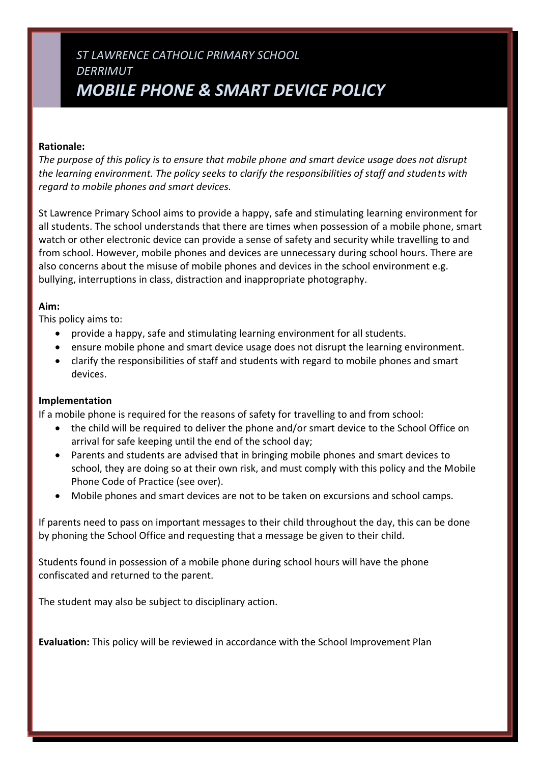# *ST LAWRENCE CATHOLIC PRIMARY SCHOOL DERRIMUT*

# *MOBILE PHONE & SMART DEVICE POLICY*

**Rationale:**

*The purpose of this policy is to ensure that mobile phone and smart device usage does not disrupt the learning environment. The policy seeks to clarify the responsibilities of staff and students with regard to mobile phones and smart devices.*

St Lawrence Primary School aims to provide a happy, safe and stimulating learning environment for all students. The school understands that there are times when possession of a mobile phone, smart watch or other electronic device can provide a sense of safety and security while travelling to and from school. However, mobile phones and devices are unnecessary during school hours. There are also concerns about the misuse of mobile phones and devices in the school environment e.g. bullying, interruptions in class, distraction and inappropriate photography.

**Aim:**

This policy aims to:

- provide a happy, safe and stimulating learning environment for all students.
- ensure mobile phone and smart device usage does not disrupt the learning environment.
- clarify the responsibilities of staff and students with regard to mobile phones and smart devices.

**Implementation**

If a mobile phone is required for the reasons of safety for travelling to and from school:

- the child will be required to deliver the phone and/or smart device to the School Office on arrival for safe keeping until the end of the school day;
- Parents and students are advised that in bringing mobile phones and smart devices to school, they are doing so at their own risk, and must comply with this policy and the Mobile Phone Code of Practice (see over).
- Mobile phones and smart devices are not to be taken on excursions and school camps.

If parents need to pass on important messages to their child throughout the day, this can be done by phoning the School Office and requesting that a message be given to their child.

Students found in possession of a mobile phone during school hours will have the phone confiscated and returned to the parent.

The student may also be subject to disciplinary action.

**Evaluation:** This policy will be reviewed in accordance with the School Improvement Plan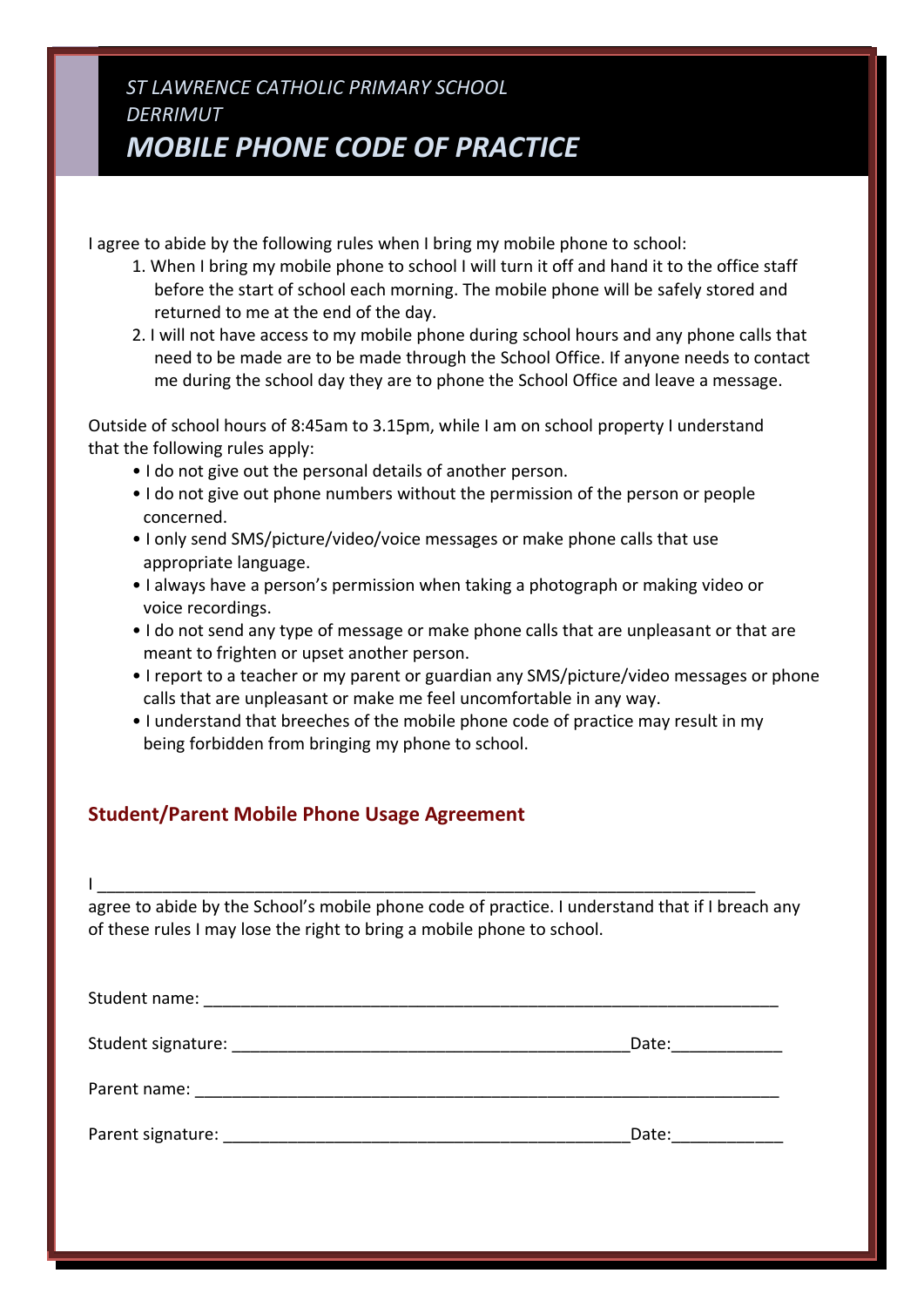*ST LAWRENCE CATHOLIC PRIMARY SCHOOL*
*DERRIMUT*

# *MOBILE PHONE CODE OF PRACTICE*

I agree to abide by the following rules when I bring my mobile phone to school:

1. When I bring my mobile phone to school I will turn it off and hand it to the office staff before the start of school each morning. The mobile phone will be safely stored and returned to me at the end of the day.
2. I will not have access to my mobile phone during school hours and any phone calls that need to be made are to be made through the School Office. If anyone needs to contact me during the school day they are to phone the School Office and leave a message.

Outside of school hours of 8:45am to 3.15pm, while I am on school property I understand that the following rules apply:

- I do not give out the personal details of another person.
- I do not give out phone numbers without the permission of the person or people concerned.
- I only send SMS/picture/video/voice messages or make phone calls that use appropriate language.
- I always have a person's permission when taking a photograph or making video or voice recordings.
- I do not send any type of message or make phone calls that are unpleasant or that are meant to frighten or upset another person.
- I report to a teacher or my parent or guardian any SMS/picture/video messages or phone calls that are unpleasant or make me feel uncomfortable in any way.
- I understand that breeches of the mobile phone code of practice may result in my being forbidden from bringing my phone to school.

## Student/Parent Mobile Phone Usage Agreement

I ___________________________________________________________________________
agree to abide by the School's mobile phone code of practice. I understand that if I breach any of these rules I may lose the right to bring a mobile phone to school.

Student name: _________________________________________________________________

Student signature: _____________________________________________Date:____________

Parent name: __________________________________________________________________

Parent signature: ______________________________________________Date:____________